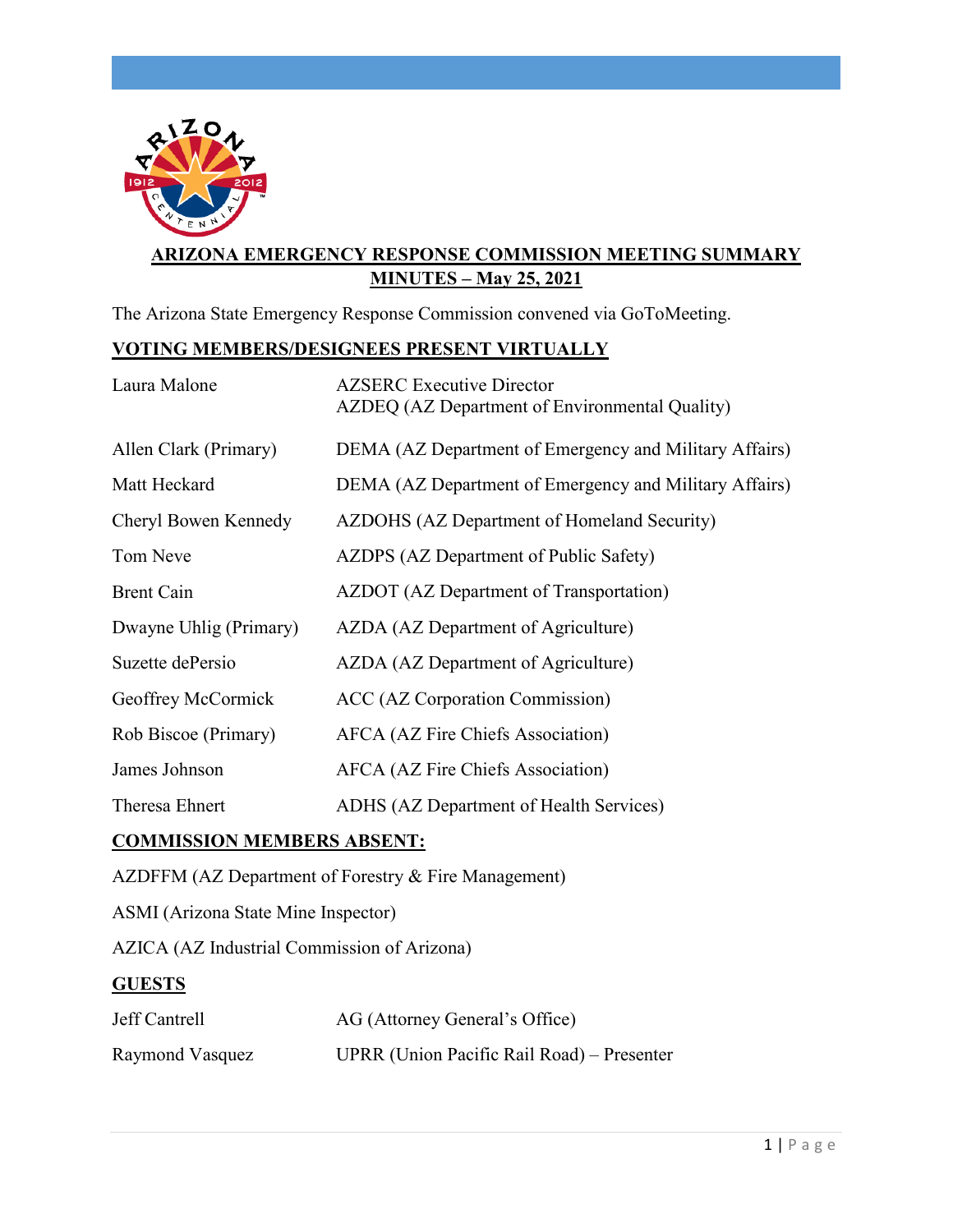# ARIZONA EMERGENCY RESPONSE COMMISSION MEETING SUMMARY MINUTES – May 25, 2021

The Arizona State Emergency Response Commission convened via GoToMeeting.

## VOTING MEMBERS/DESIGNEES PRESENT VIRTUALLY

| | |
|---|---|
| Laura Malone | AZSERC Executive Director<br>AZDEQ (AZ Department of Environmental Quality) |
| Allen Clark (Primary) | DEMA (AZ Department of Emergency and Military Affairs) |
| Matt Heckard | DEMA (AZ Department of Emergency and Military Affairs) |
| Cheryl Bowen Kennedy | AZDOHS (AZ Department of Homeland Security) |
| Tom Neve | AZDPS (AZ Department of Public Safety) |
| Brent Cain | AZDOT (AZ Department of Transportation) |
| Dwayne Uhlig (Primary) | AZDA (AZ Department of Agriculture) |
| Suzette dePersio | AZDA (AZ Department of Agriculture) |
| Geoffrey McCormick | ACC (AZ Corporation Commission) |
| Rob Biscoe (Primary) | AFCA (AZ Fire Chiefs Association) |
| James Johnson | AFCA (AZ Fire Chiefs Association) |
| Theresa Ehnert | ADHS (AZ Department of Health Services) |

## COMMISSION MEMBERS ABSENT:

AZDFFM (AZ Department of Forestry & Fire Management)

ASMI (Arizona State Mine Inspector)

AZICA (AZ Industrial Commission of Arizona)

## GUESTS

| | |
|---|---|
| Jeff Cantrell | AG (Attorney General's Office) |
| Raymond Vasquez | UPRR (Union Pacific Rail Road) – Presenter |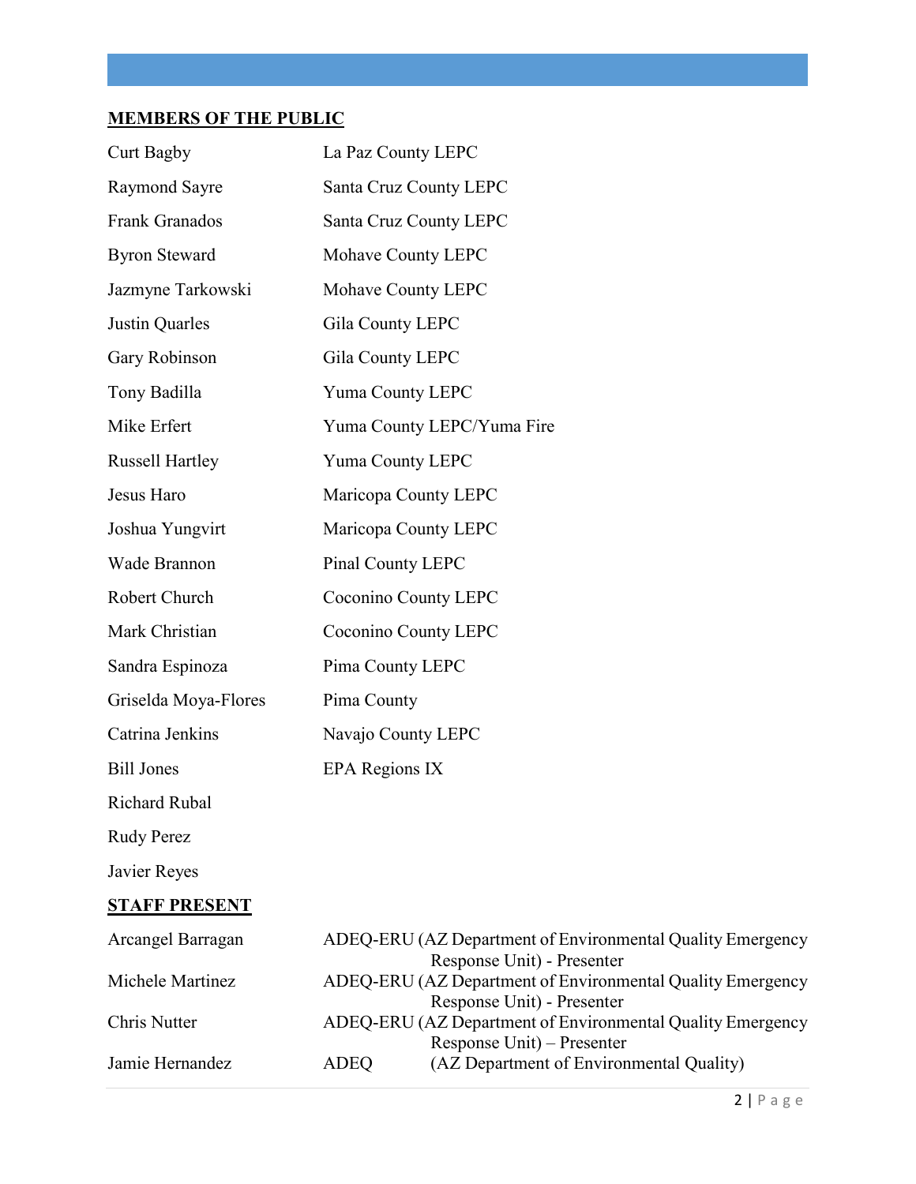## MEMBERS OF THE PUBLIC

| | |
|---|---|
| Curt Bagby | La Paz County LEPC |
| Raymond Sayre | Santa Cruz County LEPC |
| Frank Granados | Santa Cruz County LEPC |
| Byron Steward | Mohave County LEPC |
| Jazmyne Tarkowski | Mohave County LEPC |
| Justin Quarles | Gila County LEPC |
| Gary Robinson | Gila County LEPC |
| Tony Badilla | Yuma County LEPC |
| Mike Erfert | Yuma County LEPC/Yuma Fire |
| Russell Hartley | Yuma County LEPC |
| Jesus Haro | Maricopa County LEPC |
| Joshua Yungvirt | Maricopa County LEPC |
| Wade Brannon | Pinal County LEPC |
| Robert Church | Coconino County LEPC |
| Mark Christian | Coconino County LEPC |
| Sandra Espinoza | Pima County LEPC |
| Griselda Moya-Flores | Pima County |
| Catrina Jenkins | Navajo County LEPC |
| Bill Jones | EPA Regions IX |
| Richard Rubal | |
| Rudy Perez | |
| Javier Reyes | |

## STAFF PRESENT

| | |
|---|---|
| Arcangel Barragan | ADEQ-ERU (AZ Department of Environmental Quality Emergency Response Unit) - Presenter |
| Michele Martinez | ADEQ-ERU (AZ Department of Environmental Quality Emergency Response Unit) - Presenter |
| Chris Nutter | ADEQ-ERU (AZ Department of Environmental Quality Emergency Response Unit) – Presenter |
| Jamie Hernandez | ADEQ (AZ Department of Environmental Quality) |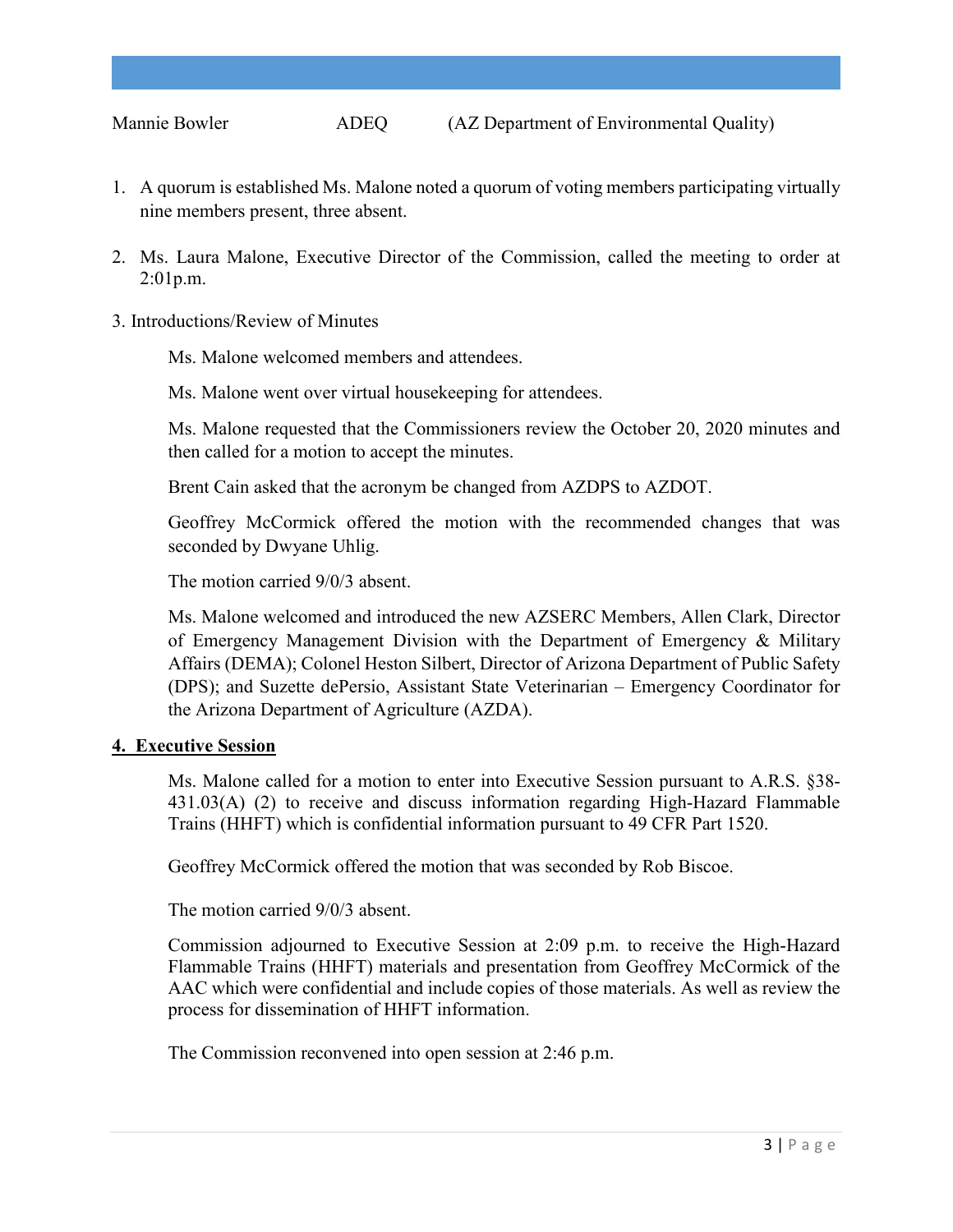Mannie Bowler ADEQ (AZ Department of Environmental Quality)

1. A quorum is established Ms. Malone noted a quorum of voting members participating virtually nine members present, three absent.

2. Ms. Laura Malone, Executive Director of the Commission, called the meeting to order at 2:01p.m.

3. Introductions/Review of Minutes

   Ms. Malone welcomed members and attendees.

   Ms. Malone went over virtual housekeeping for attendees.

   Ms. Malone requested that the Commissioners review the October 20, 2020 minutes and then called for a motion to accept the minutes.

   Brent Cain asked that the acronym be changed from AZDPS to AZDOT.

   Geoffrey McCormick offered the motion with the recommended changes that was seconded by Dwyane Uhlig.

   The motion carried 9/0/3 absent.

   Ms. Malone welcomed and introduced the new AZSERC Members, Allen Clark, Director of Emergency Management Division with the Department of Emergency & Military Affairs (DEMA); Colonel Heston Silbert, Director of Arizona Department of Public Safety (DPS); and Suzette dePersio, Assistant State Veterinarian – Emergency Coordinator for the Arizona Department of Agriculture (AZDA).

**4. Executive Session**

   Ms. Malone called for a motion to enter into Executive Session pursuant to A.R.S. §38-431.03(A) (2) to receive and discuss information regarding High-Hazard Flammable Trains (HHFT) which is confidential information pursuant to 49 CFR Part 1520.

   Geoffrey McCormick offered the motion that was seconded by Rob Biscoe.

   The motion carried 9/0/3 absent.

   Commission adjourned to Executive Session at 2:09 p.m. to receive the High-Hazard Flammable Trains (HHFT) materials and presentation from Geoffrey McCormick of the AAC which were confidential and include copies of those materials. As well as review the process for dissemination of HHFT information.

   The Commission reconvened into open session at 2:46 p.m.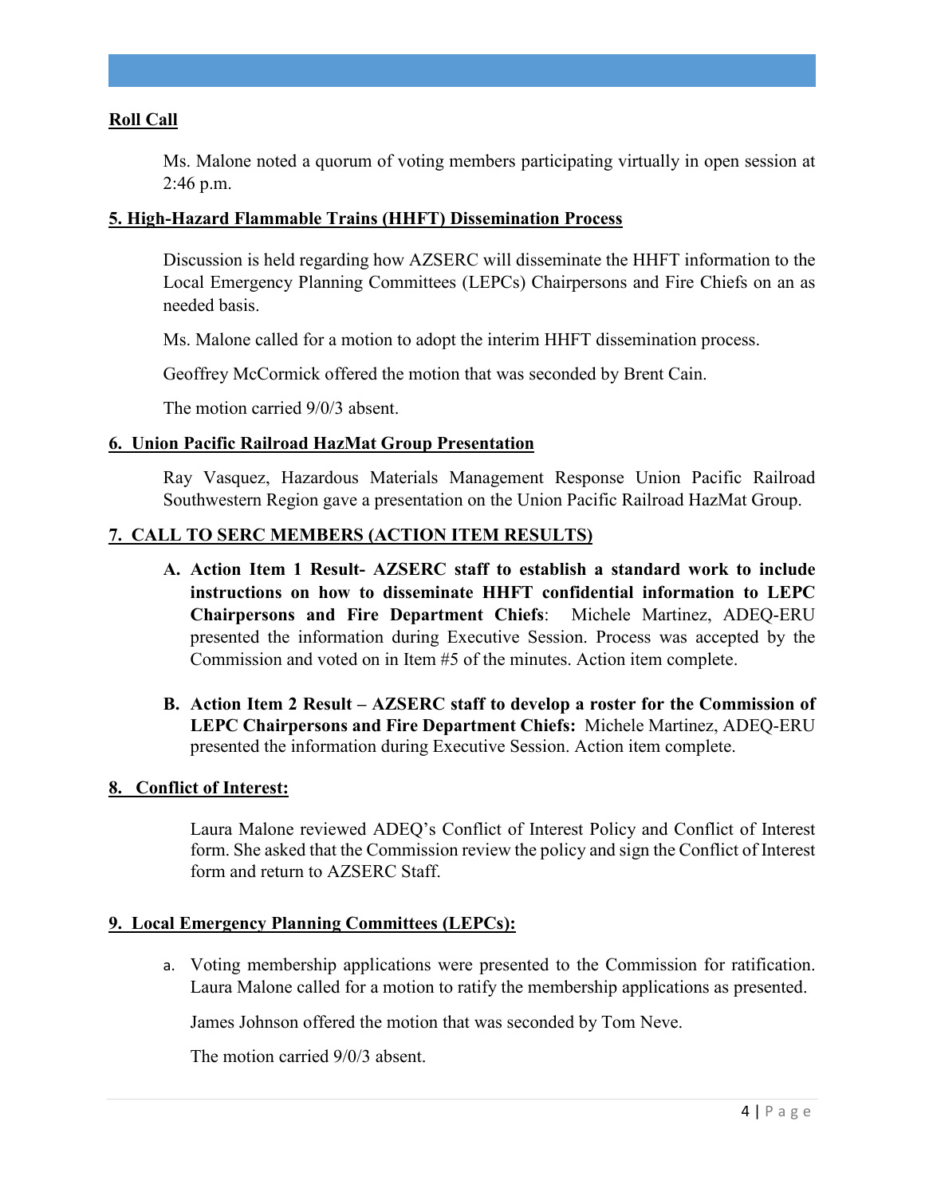**Roll Call**

Ms. Malone noted a quorum of voting members participating virtually in open session at 2:46 p.m.

**5. High-Hazard Flammable Trains (HHFT) Dissemination Process**

Discussion is held regarding how AZSERC will disseminate the HHFT information to the Local Emergency Planning Committees (LEPCs) Chairpersons and Fire Chiefs on an as needed basis.

Ms. Malone called for a motion to adopt the interim HHFT dissemination process.

Geoffrey McCormick offered the motion that was seconded by Brent Cain.

The motion carried 9/0/3 absent.

**6. Union Pacific Railroad HazMat Group Presentation**

Ray Vasquez, Hazardous Materials Management Response Union Pacific Railroad Southwestern Region gave a presentation on the Union Pacific Railroad HazMat Group.

**7. CALL TO SERC MEMBERS (ACTION ITEM RESULTS)**

A. **Action Item 1 Result- AZSERC staff to establish a standard work to include instructions on how to disseminate HHFT confidential information to LEPC Chairpersons and Fire Department Chiefs**: Michele Martinez, ADEQ-ERU presented the information during Executive Session. Process was accepted by the Commission and voted on in Item #5 of the minutes. Action item complete.

B. **Action Item 2 Result – AZSERC staff to develop a roster for the Commission of LEPC Chairpersons and Fire Department Chiefs:** Michele Martinez, ADEQ-ERU presented the information during Executive Session. Action item complete.

**8. Conflict of Interest:**

Laura Malone reviewed ADEQ's Conflict of Interest Policy and Conflict of Interest form. She asked that the Commission review the policy and sign the Conflict of Interest form and return to AZSERC Staff.

**9. Local Emergency Planning Committees (LEPCs):**

a. Voting membership applications were presented to the Commission for ratification. Laura Malone called for a motion to ratify the membership applications as presented.

   James Johnson offered the motion that was seconded by Tom Neve.

   The motion carried 9/0/3 absent.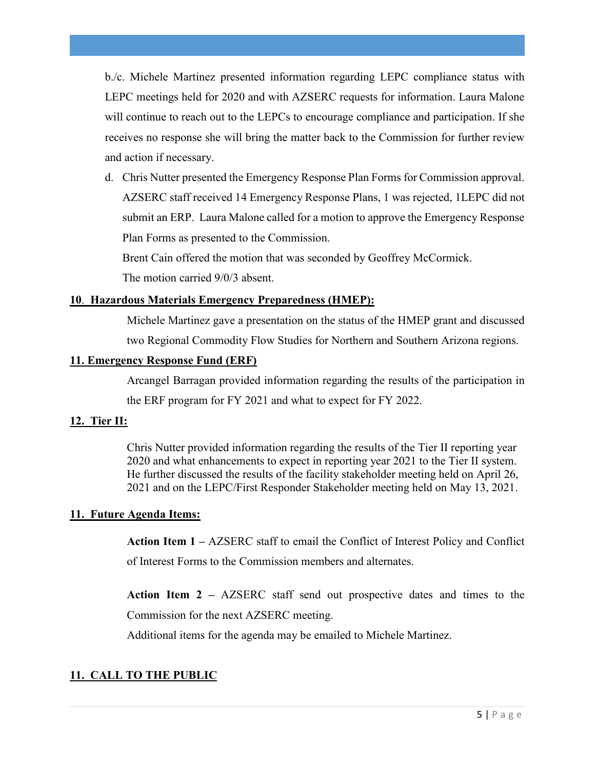b./c. Michele Martinez presented information regarding LEPC compliance status with LEPC meetings held for 2020 and with AZSERC requests for information. Laura Malone will continue to reach out to the LEPCs to encourage compliance and participation. If she receives no response she will bring the matter back to the Commission for further review and action if necessary.

d. Chris Nutter presented the Emergency Response Plan Forms for Commission approval. AZSERC staff received 14 Emergency Response Plans, 1 was rejected, 1LEPC did not submit an ERP. Laura Malone called for a motion to approve the Emergency Response Plan Forms as presented to the Commission.

   Brent Cain offered the motion that was seconded by Geoffrey McCormick.

   The motion carried 9/0/3 absent.

**10. Hazardous Materials Emergency Preparedness (HMEP):**

Michele Martinez gave a presentation on the status of the HMEP grant and discussed two Regional Commodity Flow Studies for Northern and Southern Arizona regions.

**11. Emergency Response Fund (ERF)**

Arcangel Barragan provided information regarding the results of the participation in the ERF program for FY 2021 and what to expect for FY 2022.

**12. Tier II:**

Chris Nutter provided information regarding the results of the Tier II reporting year 2020 and what enhancements to expect in reporting year 2021 to the Tier II system. He further discussed the results of the facility stakeholder meeting held on April 26, 2021 and on the LEPC/First Responder Stakeholder meeting held on May 13, 2021.

**11. Future Agenda Items:**

**Action Item 1 –** AZSERC staff to email the Conflict of Interest Policy and Conflict of Interest Forms to the Commission members and alternates.

**Action Item 2 –** AZSERC staff send out prospective dates and times to the Commission for the next AZSERC meeting.

Additional items for the agenda may be emailed to Michele Martinez.

**11. CALL TO THE PUBLIC**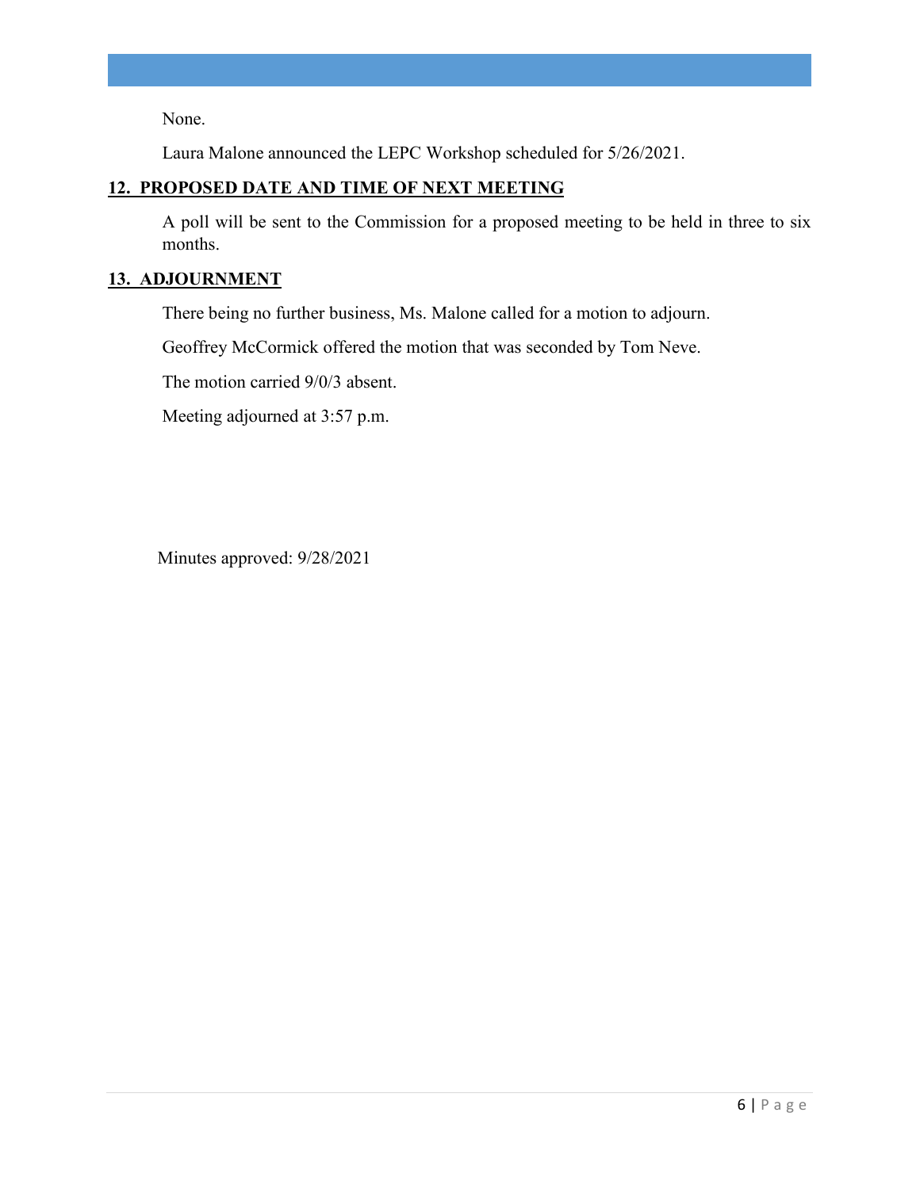None.

Laura Malone announced the LEPC Workshop scheduled for 5/26/2021.

## 12. PROPOSED DATE AND TIME OF NEXT MEETING

A poll will be sent to the Commission for a proposed meeting to be held in three to six months.

## 13. ADJOURNMENT

There being no further business, Ms. Malone called for a motion to adjourn.

Geoffrey McCormick offered the motion that was seconded by Tom Neve.

The motion carried 9/0/3 absent.

Meeting adjourned at 3:57 p.m.

Minutes approved: 9/28/2021